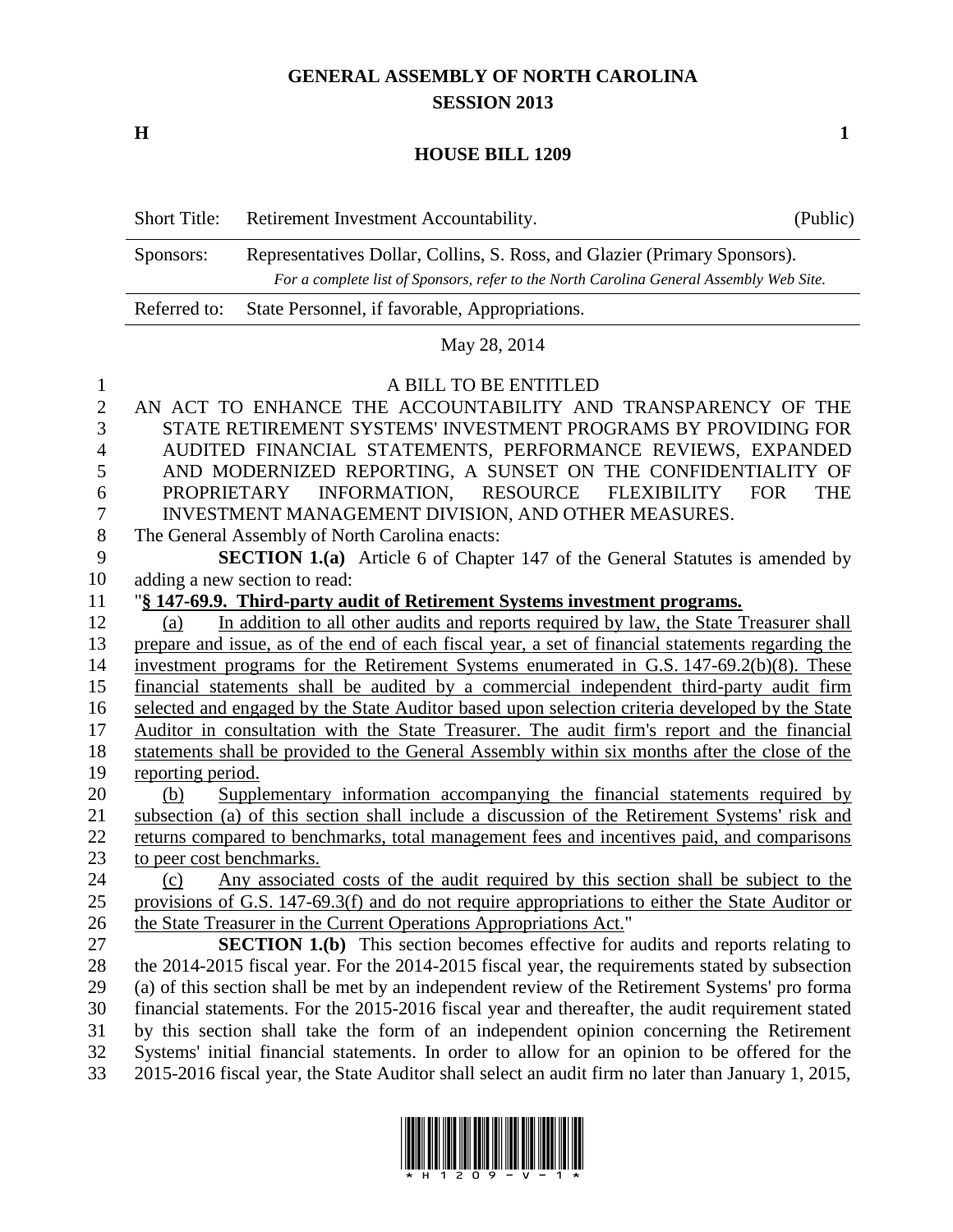# GENERAL ASSEMBLY OF NORTH CAROLINA
## SESSION 2013

**H** **1**

## HOUSE BILL 1209

| Short Title: | Retirement Investment Accountability. | (Public) |
|---|---|---|
| Sponsors: | Representatives Dollar, Collins, S. Ross, and Glazier (Primary Sponsors). *For a complete list of Sponsors, refer to the North Carolina General Assembly Web Site.* | |
| Referred to: | State Personnel, if favorable, Appropriations. | |

May 28, 2014

A BILL TO BE ENTITLED

AN ACT TO ENHANCE THE ACCOUNTABILITY AND TRANSPARENCY OF THE STATE RETIREMENT SYSTEMS' INVESTMENT PROGRAMS BY PROVIDING FOR AUDITED FINANCIAL STATEMENTS, PERFORMANCE REVIEWS, EXPANDED AND MODERNIZED REPORTING, A SUNSET ON THE CONFIDENTIALITY OF PROPRIETARY INFORMATION, RESOURCE FLEXIBILITY FOR THE INVESTMENT MANAGEMENT DIVISION, AND OTHER MEASURES.

The General Assembly of North Carolina enacts:

**SECTION 1.(a)** Article 6 of Chapter 147 of the General Statutes is amended by adding a new section to read:

"**§ 147-69.9. Third-party audit of Retirement Systems investment programs.**

(a) In addition to all other audits and reports required by law, the State Treasurer shall prepare and issue, as of the end of each fiscal year, a set of financial statements regarding the investment programs for the Retirement Systems enumerated in G.S. 147-69.2(b)(8). These financial statements shall be audited by a commercial independent third-party audit firm selected and engaged by the State Auditor based upon selection criteria developed by the State Auditor in consultation with the State Treasurer. The audit firm's report and the financial statements shall be provided to the General Assembly within six months after the close of the reporting period.

(b) Supplementary information accompanying the financial statements required by subsection (a) of this section shall include a discussion of the Retirement Systems' risk and returns compared to benchmarks, total management fees and incentives paid, and comparisons to peer cost benchmarks.

(c) Any associated costs of the audit required by this section shall be subject to the provisions of G.S. 147-69.3(f) and do not require appropriations to either the State Auditor or the State Treasurer in the Current Operations Appropriations Act."

**SECTION 1.(b)** This section becomes effective for audits and reports relating to the 2014-2015 fiscal year. For the 2014-2015 fiscal year, the requirements stated by subsection (a) of this section shall be met by an independent review of the Retirement Systems' pro forma financial statements. For the 2015-2016 fiscal year and thereafter, the audit requirement stated by this section shall take the form of an independent opinion concerning the Retirement Systems' initial financial statements. In order to allow for an opinion to be offered for the 2015-2016 fiscal year, the State Auditor shall select an audit firm no later than January 1, 2015,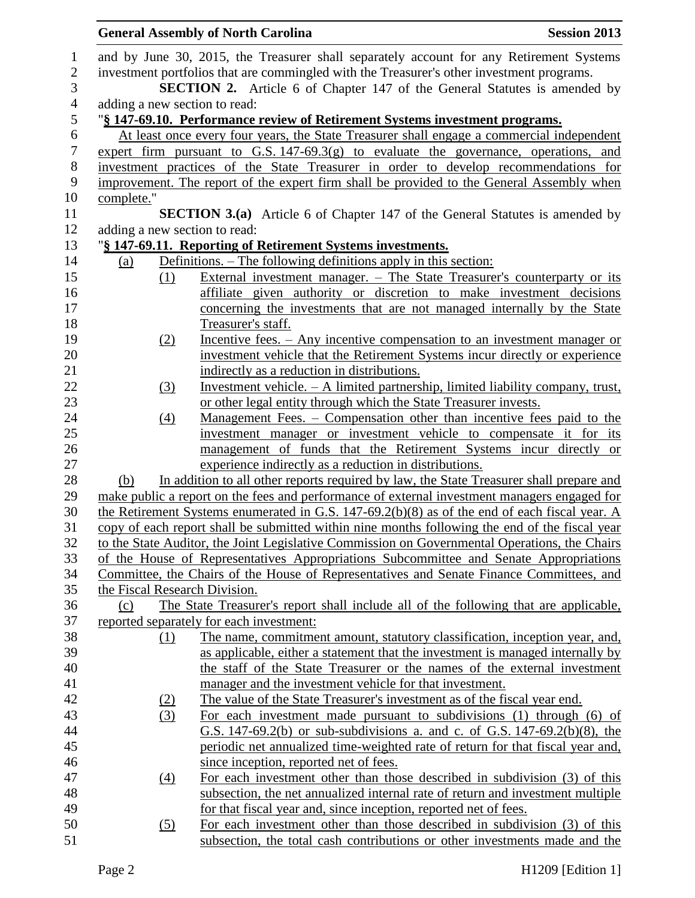and by June 30, 2015, the Treasurer shall separately account for any Retirement Systems investment portfolios that are commingled with the Treasurer's other investment programs.

**SECTION 2.** Article 6 of Chapter 147 of the General Statutes is amended by adding a new section to read:

"**§ 147-69.10. Performance review of Retirement Systems investment programs.**

At least once every four years, the State Treasurer shall engage a commercial independent expert firm pursuant to G.S. 147-69.3(g) to evaluate the governance, operations, and investment practices of the State Treasurer in order to develop recommendations for improvement. The report of the expert firm shall be provided to the General Assembly when complete."

**SECTION 3.(a)** Article 6 of Chapter 147 of the General Statutes is amended by adding a new section to read:

"**§ 147-69.11. Reporting of Retirement Systems investments.**

(a) Definitions. – The following definitions apply in this section:

(1) External investment manager. – The State Treasurer's counterparty or its affiliate given authority or discretion to make investment decisions concerning the investments that are not managed internally by the State Treasurer's staff.

(2) Incentive fees. – Any incentive compensation to an investment manager or investment vehicle that the Retirement Systems incur directly or experience indirectly as a reduction in distributions.

(3) Investment vehicle. – A limited partnership, limited liability company, trust, or other legal entity through which the State Treasurer invests.

(4) Management Fees. – Compensation other than incentive fees paid to the investment manager or investment vehicle to compensate it for its management of funds that the Retirement Systems incur directly or experience indirectly as a reduction in distributions.

(b) In addition to all other reports required by law, the State Treasurer shall prepare and make public a report on the fees and performance of external investment managers engaged for the Retirement Systems enumerated in G.S. 147-69.2(b)(8) as of the end of each fiscal year. A copy of each report shall be submitted within nine months following the end of the fiscal year to the State Auditor, the Joint Legislative Commission on Governmental Operations, the Chairs of the House of Representatives Appropriations Subcommittee and Senate Appropriations Committee, the Chairs of the House of Representatives and Senate Finance Committees, and the Fiscal Research Division.

(c) The State Treasurer's report shall include all of the following that are applicable, reported separately for each investment:

(1) The name, commitment amount, statutory classification, inception year, and, as applicable, either a statement that the investment is managed internally by the staff of the State Treasurer or the names of the external investment manager and the investment vehicle for that investment.

(2) The value of the State Treasurer's investment as of the fiscal year end.

(3) For each investment made pursuant to subdivisions (1) through (6) of G.S. 147-69.2(b) or sub-subdivisions a. and c. of G.S. 147-69.2(b)(8), the periodic net annualized time-weighted rate of return for that fiscal year and, since inception, reported net of fees.

(4) For each investment other than those described in subdivision (3) of this subsection, the net annualized internal rate of return and investment multiple for that fiscal year and, since inception, reported net of fees.

(5) For each investment other than those described in subdivision (3) of this subsection, the total cash contributions or other investments made and the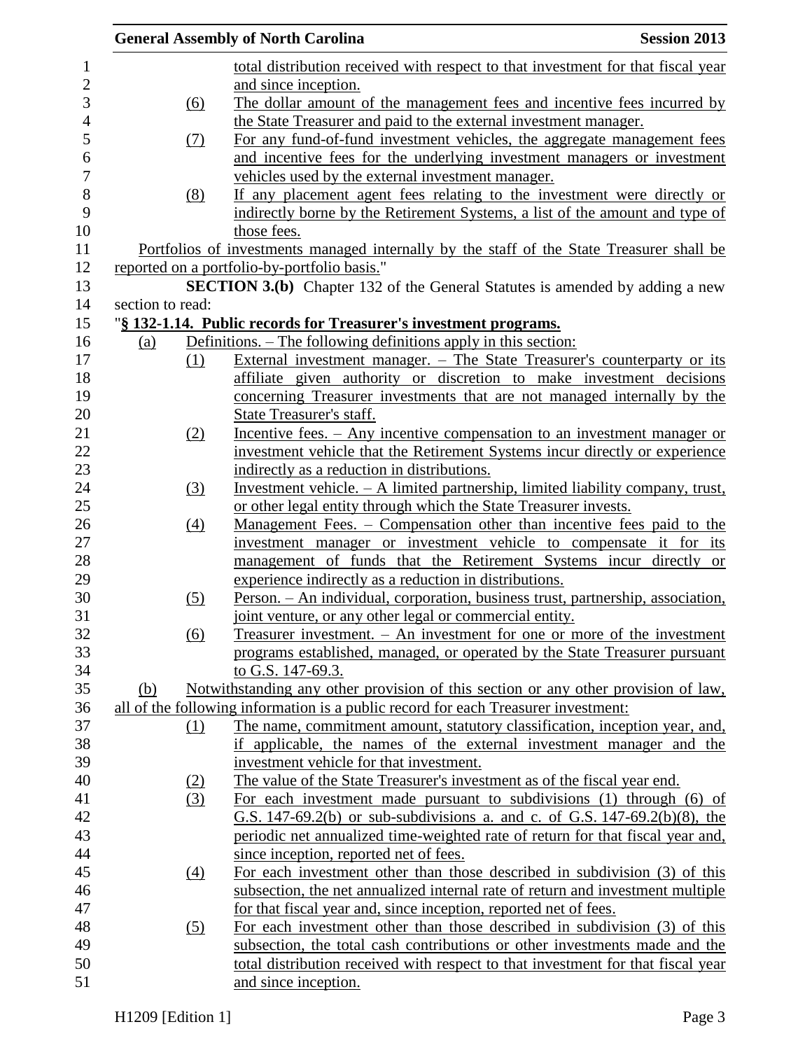total distribution received with respect to that investment for that fiscal year and since inception.

(6) The dollar amount of the management fees and incentive fees incurred by the State Treasurer and paid to the external investment manager.

(7) For any fund-of-fund investment vehicles, the aggregate management fees and incentive fees for the underlying investment managers or investment vehicles used by the external investment manager.

(8) If any placement agent fees relating to the investment were directly or indirectly borne by the Retirement Systems, a list of the amount and type of those fees.

Portfolios of investments managed internally by the staff of the State Treasurer shall be reported on a portfolio-by-portfolio basis."

**SECTION 3.(b)** Chapter 132 of the General Statutes is amended by adding a new section to read:

"**§ 132-1.14. Public records for Treasurer's investment programs.**

(a) Definitions. – The following definitions apply in this section:

(1) External investment manager. – The State Treasurer's counterparty or its affiliate given authority or discretion to make investment decisions concerning Treasurer investments that are not managed internally by the State Treasurer's staff.

(2) Incentive fees. – Any incentive compensation to an investment manager or investment vehicle that the Retirement Systems incur directly or experience indirectly as a reduction in distributions.

(3) Investment vehicle. – A limited partnership, limited liability company, trust, or other legal entity through which the State Treasurer invests.

(4) Management Fees. – Compensation other than incentive fees paid to the investment manager or investment vehicle to compensate it for its management of funds that the Retirement Systems incur directly or experience indirectly as a reduction in distributions.

(5) Person. – An individual, corporation, business trust, partnership, association, joint venture, or any other legal or commercial entity.

(6) Treasurer investment. – An investment for one or more of the investment programs established, managed, or operated by the State Treasurer pursuant to G.S. 147-69.3.

(b) Notwithstanding any other provision of this section or any other provision of law, all of the following information is a public record for each Treasurer investment:

(1) The name, commitment amount, statutory classification, inception year, and, if applicable, the names of the external investment manager and the investment vehicle for that investment.

(2) The value of the State Treasurer's investment as of the fiscal year end.

(3) For each investment made pursuant to subdivisions (1) through (6) of G.S. 147-69.2(b) or sub-subdivisions a. and c. of G.S. 147-69.2(b)(8), the periodic net annualized time-weighted rate of return for that fiscal year and, since inception, reported net of fees.

(4) For each investment other than those described in subdivision (3) of this subsection, the net annualized internal rate of return and investment multiple for that fiscal year and, since inception, reported net of fees.

(5) For each investment other than those described in subdivision (3) of this subsection, the total cash contributions or other investments made and the total distribution received with respect to that investment for that fiscal year and since inception.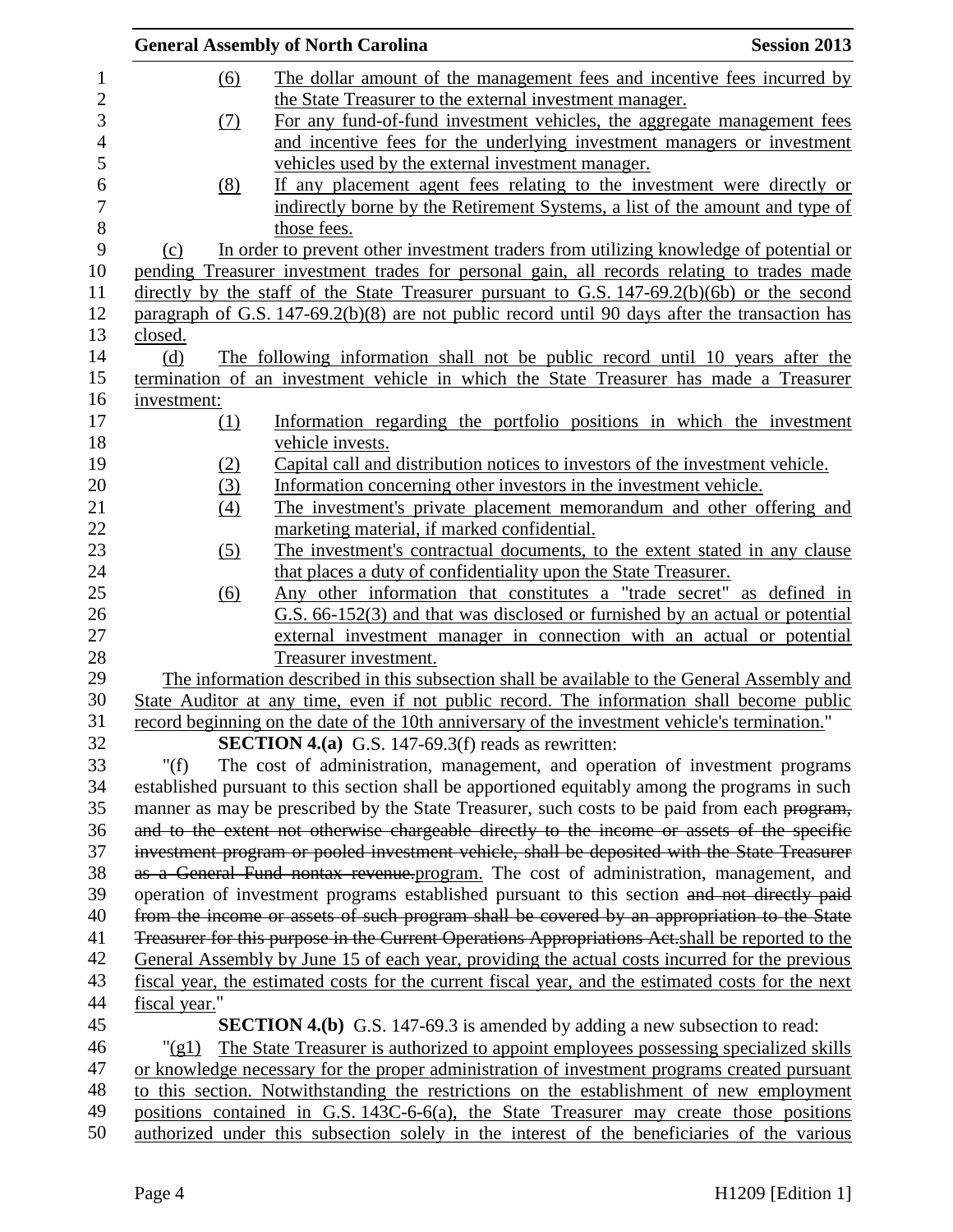(6) The dollar amount of the management fees and incentive fees incurred by the State Treasurer to the external investment manager.

(7) For any fund-of-fund investment vehicles, the aggregate management fees and incentive fees for the underlying investment managers or investment vehicles used by the external investment manager.

(8) If any placement agent fees relating to the investment were directly or indirectly borne by the Retirement Systems, a list of the amount and type of those fees.

(c) In order to prevent other investment traders from utilizing knowledge of potential or pending Treasurer investment trades for personal gain, all records relating to trades made directly by the staff of the State Treasurer pursuant to G.S. 147-69.2(b)(6b) or the second paragraph of G.S. 147-69.2(b)(8) are not public record until 90 days after the transaction has closed.

(d) The following information shall not be public record until 10 years after the termination of an investment vehicle in which the State Treasurer has made a Treasurer investment:

(1) Information regarding the portfolio positions in which the investment vehicle invests.

(2) Capital call and distribution notices to investors of the investment vehicle.

(3) Information concerning other investors in the investment vehicle.

(4) The investment's private placement memorandum and other offering and marketing material, if marked confidential.

(5) The investment's contractual documents, to the extent stated in any clause that places a duty of confidentiality upon the State Treasurer.

(6) Any other information that constitutes a "trade secret" as defined in G.S. 66-152(3) and that was disclosed or furnished by an actual or potential external investment manager in connection with an actual or potential Treasurer investment.

The information described in this subsection shall be available to the General Assembly and State Auditor at any time, even if not public record. The information shall become public record beginning on the date of the 10th anniversary of the investment vehicle's termination."

**SECTION 4.(a)** G.S. 147-69.3(f) reads as rewritten:

"(f) The cost of administration, management, and operation of investment programs established pursuant to this section shall be apportioned equitably among the programs in such manner as may be prescribed by the State Treasurer, such costs to be paid from each ~~program, and to the extent not otherwise chargeable directly to the income or assets of the specific investment program or pooled investment vehicle, shall be deposited with the State Treasurer as a General Fund nontax revenue.~~program. The cost of administration, management, and operation of investment programs established pursuant to this section ~~and not directly paid from the income or assets of such program shall be covered by an appropriation to the State Treasurer for this purpose in the Current Operations Appropriations Act.~~shall be reported to the General Assembly by June 15 of each year, providing the actual costs incurred for the previous fiscal year, the estimated costs for the current fiscal year, and the estimated costs for the next fiscal year."

**SECTION 4.(b)** G.S. 147-69.3 is amended by adding a new subsection to read:

"(g1) The State Treasurer is authorized to appoint employees possessing specialized skills or knowledge necessary for the proper administration of investment programs created pursuant to this section. Notwithstanding the restrictions on the establishment of new employment positions contained in G.S. 143C-6-6(a), the State Treasurer may create those positions authorized under this subsection solely in the interest of the beneficiaries of the various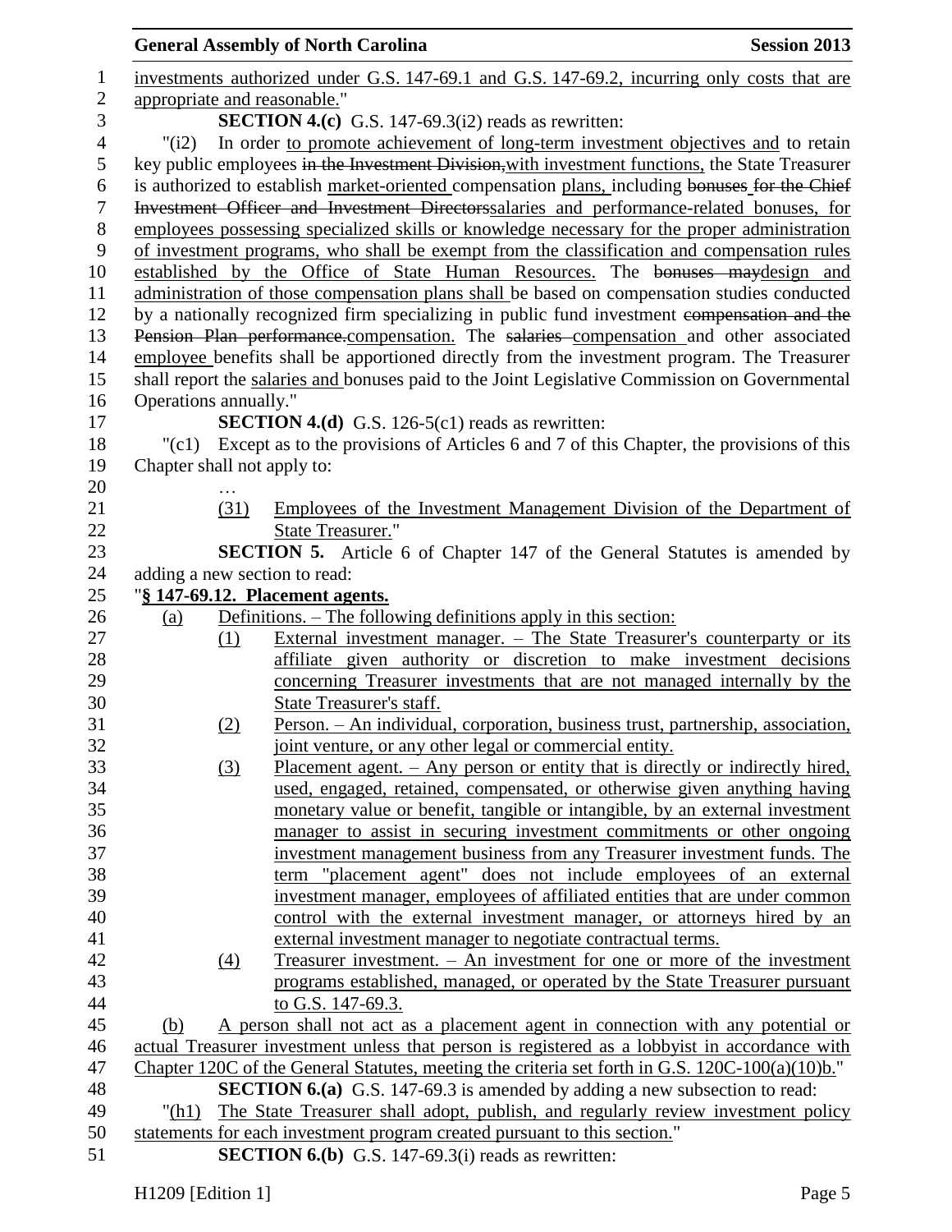investments authorized under G.S. 147-69.1 and G.S. 147-69.2, incurring only costs that are appropriate and reasonable."

**SECTION 4.(c)** G.S. 147-69.3(i2) reads as rewritten:

"(i2) In order to promote achievement of long-term investment objectives and to retain key public employees in the Investment Division,with investment functions, the State Treasurer is authorized to establish market-oriented compensation plans, including bonuses for the Chief Investment Officer and Investment Directorssalaries and performance-related bonuses, for employees possessing specialized skills or knowledge necessary for the proper administration of investment programs, who shall be exempt from the classification and compensation rules established by the Office of State Human Resources. The bonuses maydesign and administration of those compensation plans shall be based on compensation studies conducted by a nationally recognized firm specializing in public fund investment compensation and the Pension Plan performance.compensation. The salaries compensation and other associated employee benefits shall be apportioned directly from the investment program. The Treasurer shall report the salaries and bonuses paid to the Joint Legislative Commission on Governmental Operations annually."

**SECTION 4.(d)** G.S. 126-5(c1) reads as rewritten:

"(c1) Except as to the provisions of Articles 6 and 7 of this Chapter, the provisions of this Chapter shall not apply to:

…

(31) Employees of the Investment Management Division of the Department of State Treasurer."

**SECTION 5.** Article 6 of Chapter 147 of the General Statutes is amended by adding a new section to read:

"**§ 147-69.12. Placement agents.**

(a) Definitions. – The following definitions apply in this section:

(1) External investment manager. – The State Treasurer's counterparty or its affiliate given authority or discretion to make investment decisions concerning Treasurer investments that are not managed internally by the State Treasurer's staff.

(2) Person. – An individual, corporation, business trust, partnership, association, joint venture, or any other legal or commercial entity.

(3) Placement agent. – Any person or entity that is directly or indirectly hired, used, engaged, retained, compensated, or otherwise given anything having monetary value or benefit, tangible or intangible, by an external investment manager to assist in securing investment commitments or other ongoing investment management business from any Treasurer investment funds. The term "placement agent" does not include employees of an external investment manager, employees of affiliated entities that are under common control with the external investment manager, or attorneys hired by an external investment manager to negotiate contractual terms.

(4) Treasurer investment. – An investment for one or more of the investment programs established, managed, or operated by the State Treasurer pursuant to G.S. 147-69.3.

(b) A person shall not act as a placement agent in connection with any potential or actual Treasurer investment unless that person is registered as a lobbyist in accordance with Chapter 120C of the General Statutes, meeting the criteria set forth in G.S. 120C-100(a)(10)b."

**SECTION 6.(a)** G.S. 147-69.3 is amended by adding a new subsection to read:

"(h1) The State Treasurer shall adopt, publish, and regularly review investment policy statements for each investment program created pursuant to this section."

**SECTION 6.(b)** G.S. 147-69.3(i) reads as rewritten: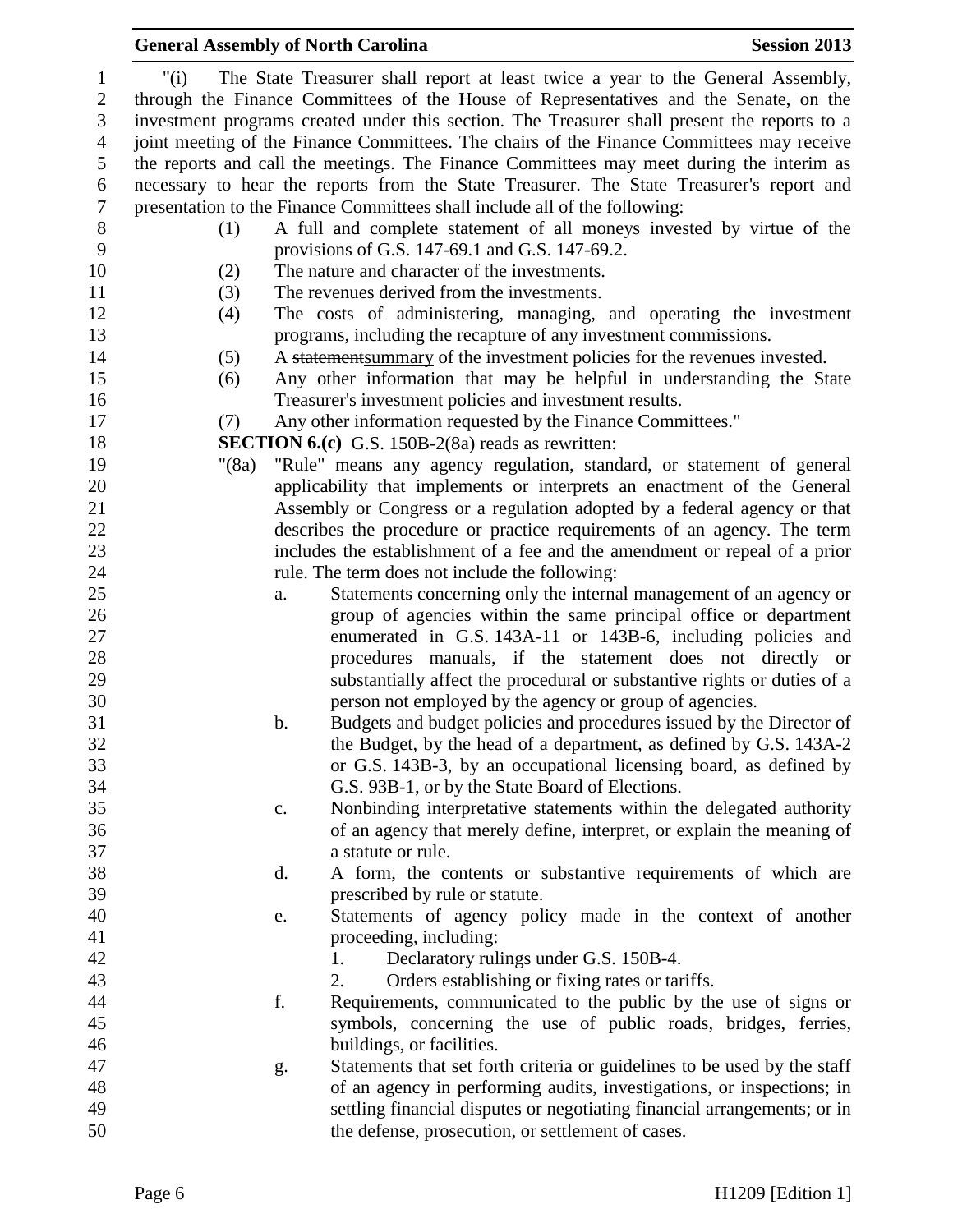"(i) The State Treasurer shall report at least twice a year to the General Assembly, through the Finance Committees of the House of Representatives and the Senate, on the investment programs created under this section. The Treasurer shall present the reports to a joint meeting of the Finance Committees. The chairs of the Finance Committees may receive the reports and call the meetings. The Finance Committees may meet during the interim as necessary to hear the reports from the State Treasurer. The State Treasurer's report and presentation to the Finance Committees shall include all of the following:

(1) A full and complete statement of all moneys invested by virtue of the provisions of G.S. 147-69.1 and G.S. 147-69.2.
(2) The nature and character of the investments.
(3) The revenues derived from the investments.
(4) The costs of administering, managing, and operating the investment programs, including the recapture of any investment commissions.
(5) A ~~statement~~<u>summary</u> of the investment policies for the revenues invested.
(6) Any other information that may be helpful in understanding the State Treasurer's investment policies and investment results.
(7) Any other information requested by the Finance Committees."

**SECTION 6.(c)** G.S. 150B-2(8a) reads as rewritten:

"(8a) "Rule" means any agency regulation, standard, or statement of general applicability that implements or interprets an enactment of the General Assembly or Congress or a regulation adopted by a federal agency or that describes the procedure or practice requirements of an agency. The term includes the establishment of a fee and the amendment or repeal of a prior rule. The term does not include the following:

a. Statements concerning only the internal management of an agency or group of agencies within the same principal office or department enumerated in G.S. 143A-11 or 143B-6, including policies and procedures manuals, if the statement does not directly or substantially affect the procedural or substantive rights or duties of a person not employed by the agency or group of agencies.
b. Budgets and budget policies and procedures issued by the Director of the Budget, by the head of a department, as defined by G.S. 143A-2 or G.S. 143B-3, by an occupational licensing board, as defined by G.S. 93B-1, or by the State Board of Elections.
c. Nonbinding interpretative statements within the delegated authority of an agency that merely define, interpret, or explain the meaning of a statute or rule.
d. A form, the contents or substantive requirements of which are prescribed by rule or statute.
e. Statements of agency policy made in the context of another proceeding, including:
   1. Declaratory rulings under G.S. 150B-4.
   2. Orders establishing or fixing rates or tariffs.
f. Requirements, communicated to the public by the use of signs or symbols, concerning the use of public roads, bridges, ferries, buildings, or facilities.
g. Statements that set forth criteria or guidelines to be used by the staff of an agency in performing audits, investigations, or inspections; in settling financial disputes or negotiating financial arrangements; or in the defense, prosecution, or settlement of cases.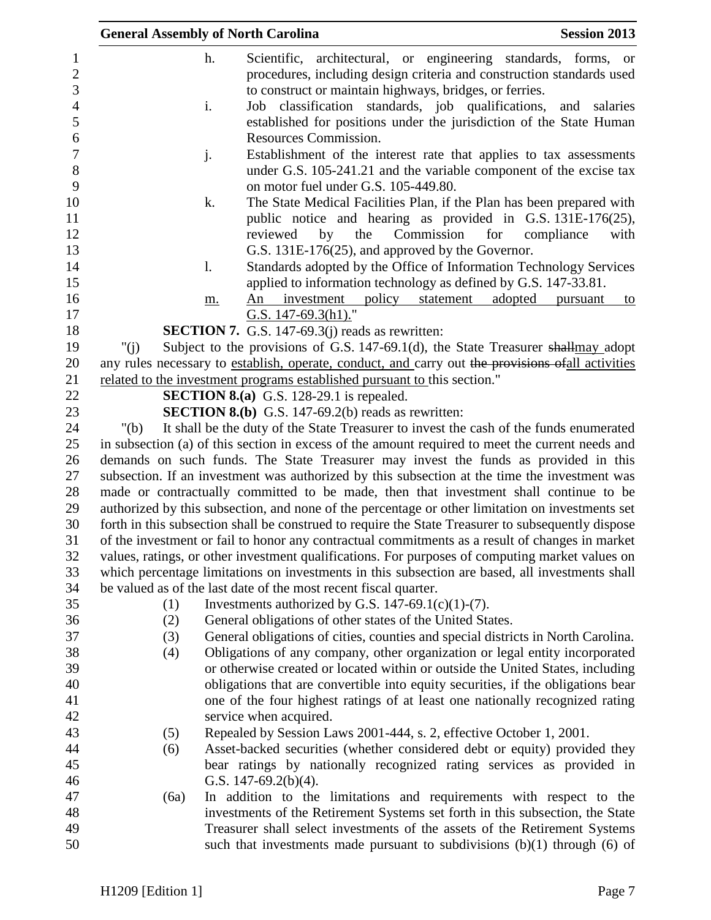h. Scientific, architectural, or engineering standards, forms, or procedures, including design criteria and construction standards used to construct or maintain highways, bridges, or ferries.

i. Job classification standards, job qualifications, and salaries established for positions under the jurisdiction of the State Human Resources Commission.

j. Establishment of the interest rate that applies to tax assessments under G.S. 105-241.21 and the variable component of the excise tax on motor fuel under G.S. 105-449.80.

k. The State Medical Facilities Plan, if the Plan has been prepared with public notice and hearing as provided in G.S. 131E-176(25), reviewed by the Commission for compliance with G.S. 131E-176(25), and approved by the Governor.

l. Standards adopted by the Office of Information Technology Services applied to information technology as defined by G.S. 147-33.81.

<u>m. An investment policy statement adopted pursuant to G.S. 147-69.3(h1).</u>"

**SECTION 7.** G.S. 147-69.3(j) reads as rewritten:

"(j) Subject to the provisions of G.S. 147-69.1(d), the State Treasurer ~~shall~~<u>may</u> adopt any rules necessary to <u>establish, operate, conduct, and</u> carry out ~~the provisions of~~<u>all activities related to the investment programs established pursuant to</u> this section."

**SECTION 8.(a)** G.S. 128-29.1 is repealed.

**SECTION 8.(b)** G.S. 147-69.2(b) reads as rewritten:

"(b) It shall be the duty of the State Treasurer to invest the cash of the funds enumerated in subsection (a) of this section in excess of the amount required to meet the current needs and demands on such funds. The State Treasurer may invest the funds as provided in this subsection. If an investment was authorized by this subsection at the time the investment was made or contractually committed to be made, then that investment shall continue to be authorized by this subsection, and none of the percentage or other limitation on investments set forth in this subsection shall be construed to require the State Treasurer to subsequently dispose of the investment or fail to honor any contractual commitments as a result of changes in market values, ratings, or other investment qualifications. For purposes of computing market values on which percentage limitations on investments in this subsection are based, all investments shall be valued as of the last date of the most recent fiscal quarter.

(1) Investments authorized by G.S. 147-69.1(c)(1)-(7).

(2) General obligations of other states of the United States.

(3) General obligations of cities, counties and special districts in North Carolina.

(4) Obligations of any company, other organization or legal entity incorporated or otherwise created or located within or outside the United States, including obligations that are convertible into equity securities, if the obligations bear one of the four highest ratings of at least one nationally recognized rating service when acquired.

(5) Repealed by Session Laws 2001-444, s. 2, effective October 1, 2001.

(6) Asset-backed securities (whether considered debt or equity) provided they bear ratings by nationally recognized rating services as provided in G.S. 147-69.2(b)(4).

(6a) In addition to the limitations and requirements with respect to the investments of the Retirement Systems set forth in this subsection, the State Treasurer shall select investments of the assets of the Retirement Systems such that investments made pursuant to subdivisions (b)(1) through (6) of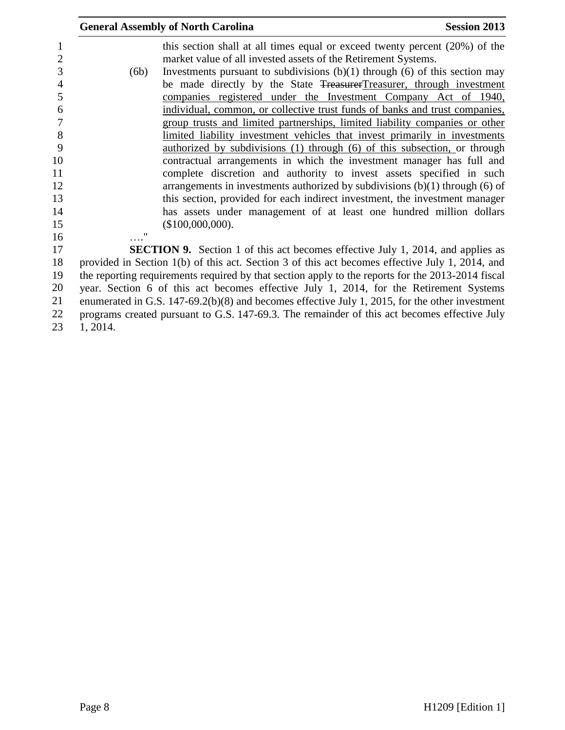this section shall at all times equal or exceed twenty percent (20%) of the market value of all invested assets of the Retirement Systems.

(6b) Investments pursuant to subdivisions (b)(1) through (6) of this section may be made directly by the State ~~Treasurer~~Treasurer, through investment companies registered under the Investment Company Act of 1940, individual, common, or collective trust funds of banks and trust companies, group trusts and limited partnerships, limited liability companies or other limited liability investment vehicles that invest primarily in investments authorized by subdivisions (1) through (6) of this subsection, or through contractual arrangements in which the investment manager has full and complete discretion and authority to invest assets specified in such arrangements in investments authorized by subdivisions (b)(1) through (6) of this section, provided for each indirect investment, the investment manager has assets under management of at least one hundred million dollars ($100,000,000).

…."

**SECTION 9.** Section 1 of this act becomes effective July 1, 2014, and applies as provided in Section 1(b) of this act. Section 3 of this act becomes effective July 1, 2014, and the reporting requirements required by that section apply to the reports for the 2013-2014 fiscal year. Section 6 of this act becomes effective July 1, 2014, for the Retirement Systems enumerated in G.S. 147-69.2(b)(8) and becomes effective July 1, 2015, for the other investment programs created pursuant to G.S. 147-69.3. The remainder of this act becomes effective July 1, 2014.